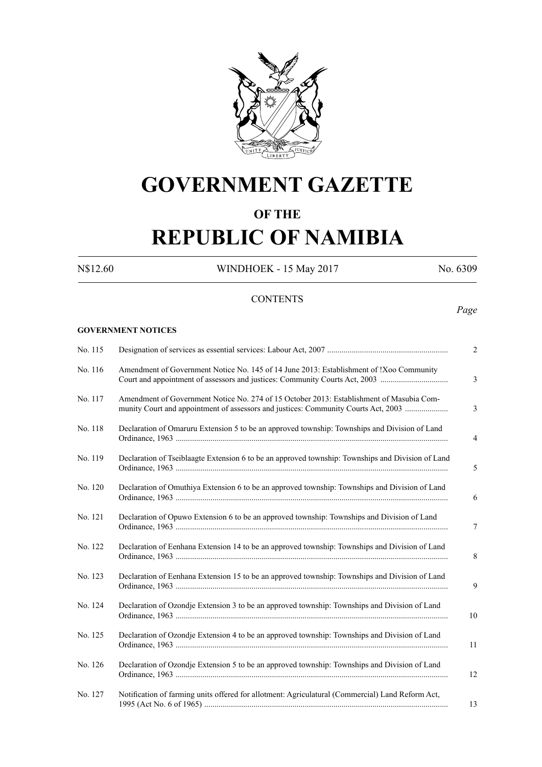# GOVERNMENT GAZETTE

## OF THE

# REPUBLIC OF NAMIBIA

N$12.60 WINDHOEK - 15 May 2017 No. 6309

CONTENTS

*Page*

**GOVERNMENT NOTICES**

| No. | Notice | Page |
|---|---|---|
| No. 115 | Designation of services as essential services: Labour Act, 2007 | 2 |
| No. 116 | Amendment of Government Notice No. 145 of 14 June 2013: Establishment of !Xoo Community Court and appointment of assessors and justices: Community Courts Act, 2003 | 3 |
| No. 117 | Amendment of Government Notice No. 274 of 15 October 2013: Establishment of Masubia Community Court and appointment of assessors and justices: Community Courts Act, 2003 | 3 |
| No. 118 | Declaration of Omaruru Extension 5 to be an approved township: Townships and Division of Land Ordinance, 1963 | 4 |
| No. 119 | Declaration of Tseiblaagte Extension 6 to be an approved township: Townships and Division of Land Ordinance, 1963 | 5 |
| No. 120 | Declaration of Omuthiya Extension 6 to be an approved township: Townships and Division of Land Ordinance, 1963 | 6 |
| No. 121 | Declaration of Opuwo Extension 6 to be an approved township: Townships and Division of Land Ordinance, 1963 | 7 |
| No. 122 | Declaration of Eenhana Extension 14 to be an approved township: Townships and Division of Land Ordinance, 1963 | 8 |
| No. 123 | Declaration of Eenhana Extension 15 to be an approved township: Townships and Division of Land Ordinance, 1963 | 9 |
| No. 124 | Declaration of Ozondje Extension 3 to be an approved township: Townships and Division of Land Ordinance, 1963 | 10 |
| No. 125 | Declaration of Ozondje Extension 4 to be an approved township: Townships and Division of Land Ordinance, 1963 | 11 |
| No. 126 | Declaration of Ozondje Extension 5 to be an approved township: Townships and Division of Land Ordinance, 1963 | 12 |
| No. 127 | Notification of farming units offered for allotment: Agriculatural (Commercial) Land Reform Act, 1995 (Act No. 6 of 1965) | 13 |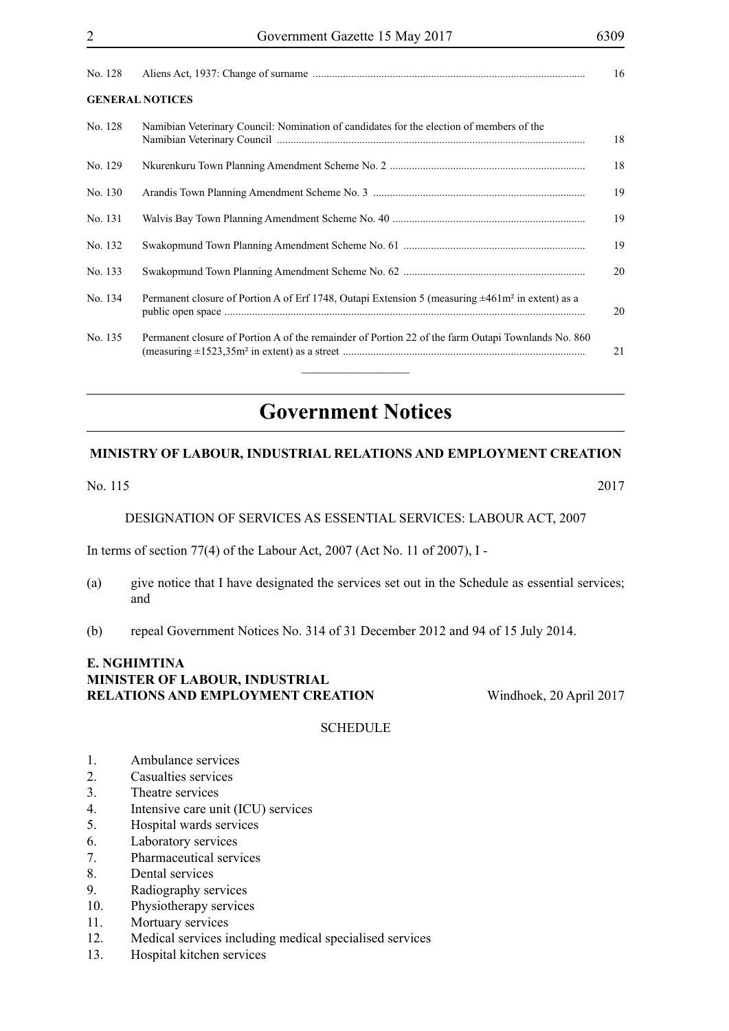| | | |
|---|---|---|
| No. 128 | Aliens Act, 1937: Change of surname | 16 |

**GENERAL NOTICES**

| | | |
|---|---|---|
| No. 128 | Namibian Veterinary Council: Nomination of candidates for the election of members of the Namibian Veterinary Council | 18 |
| No. 129 | Nkurenkuru Town Planning Amendment Scheme No. 2 | 18 |
| No. 130 | Arandis Town Planning Amendment Scheme No. 3 | 19 |
| No. 131 | Walvis Bay Town Planning Amendment Scheme No. 40 | 19 |
| No. 132 | Swakopmund Town Planning Amendment Scheme No. 61 | 19 |
| No. 133 | Swakopmund Town Planning Amendment Scheme No. 62 | 20 |
| No. 134 | Permanent closure of Portion A of Erf 1748, Outapi Extension 5 (measuring ±461m² in extent) as a public open space | 20 |
| No. 135 | Permanent closure of Portion A of the remainder of Portion 22 of the farm Outapi Townlands No. 860 (measuring ±1523,35m² in extent) as a street | 21 |

---

# Government Notices

## MINISTRY OF LABOUR, INDUSTRIAL RELATIONS AND EMPLOYMENT CREATION

No. 115 2017

DESIGNATION OF SERVICES AS ESSENTIAL SERVICES: LABOUR ACT, 2007

In terms of section 77(4) of the Labour Act, 2007 (Act No. 11 of 2007), I -

(a) give notice that I have designated the services set out in the Schedule as essential services; and

(b) repeal Government Notices No. 314 of 31 December 2012 and 94 of 15 July 2014.

**E. NGHIMTINA**
**MINISTER OF LABOUR, INDUSTRIAL RELATIONS AND EMPLOYMENT CREATION**

Windhoek, 20 April 2017

SCHEDULE

1. Ambulance services
2. Casualties services
3. Theatre services
4. Intensive care unit (ICU) services
5. Hospital wards services
6. Laboratory services
7. Pharmaceutical services
8. Dental services
9. Radiography services
10. Physiotherapy services
11. Mortuary services
12. Medical services including medical specialised services
13. Hospital kitchen services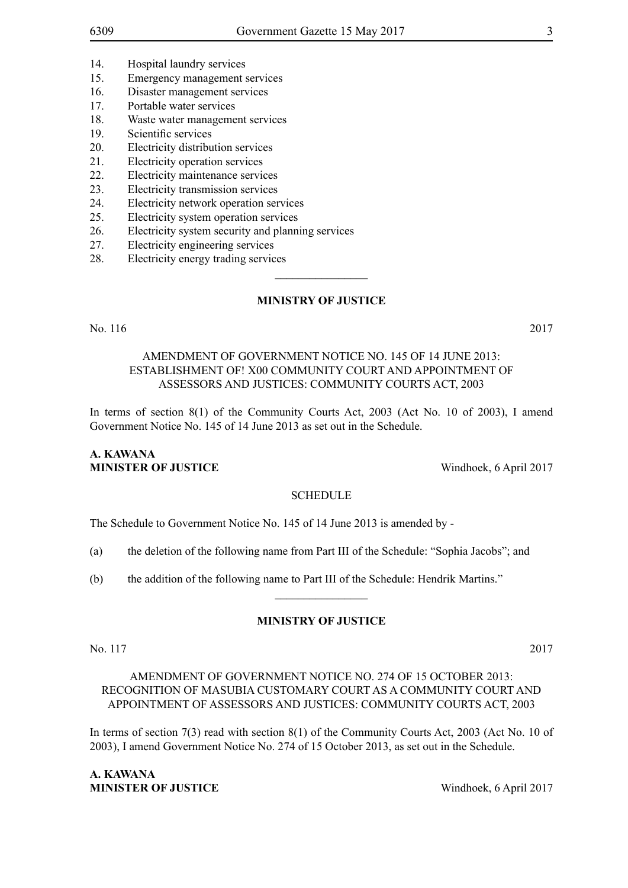14. Hospital laundry services
15. Emergency management services
16. Disaster management services
17. Portable water services
18. Waste water management services
19. Scientific services
20. Electricity distribution services
21. Electricity operation services
22. Electricity maintenance services
23. Electricity transmission services
24. Electricity network operation services
25. Electricity system operation services
26. Electricity system security and planning services
27. Electricity engineering services
28. Electricity energy trading services

________________

**MINISTRY OF JUSTICE**

No. 116 2017

AMENDMENT OF GOVERNMENT NOTICE NO. 145 OF 14 JUNE 2013: ESTABLISHMENT OF! X00 COMMUNITY COURT AND APPOINTMENT OF ASSESSORS AND JUSTICES: COMMUNITY COURTS ACT, 2003

In terms of section 8(1) of the Community Courts Act, 2003 (Act No. 10 of 2003), I amend Government Notice No. 145 of 14 June 2013 as set out in the Schedule.

**A. KAWANA**
**MINISTER OF JUSTICE** Windhoek, 6 April 2017

SCHEDULE

The Schedule to Government Notice No. 145 of 14 June 2013 is amended by -

(a) the deletion of the following name from Part III of the Schedule: "Sophia Jacobs"; and

(b) the addition of the following name to Part III of the Schedule: Hendrik Martins."

________________

**MINISTRY OF JUSTICE**

No. 117 2017

AMENDMENT OF GOVERNMENT NOTICE NO. 274 OF 15 OCTOBER 2013: RECOGNITION OF MASUBIA CUSTOMARY COURT AS A COMMUNITY COURT AND APPOINTMENT OF ASSESSORS AND JUSTICES: COMMUNITY COURTS ACT, 2003

In terms of section 7(3) read with section 8(1) of the Community Courts Act, 2003 (Act No. 10 of 2003), I amend Government Notice No. 274 of 15 October 2013, as set out in the Schedule.

**A. KAWANA**
**MINISTER OF JUSTICE** Windhoek, 6 April 2017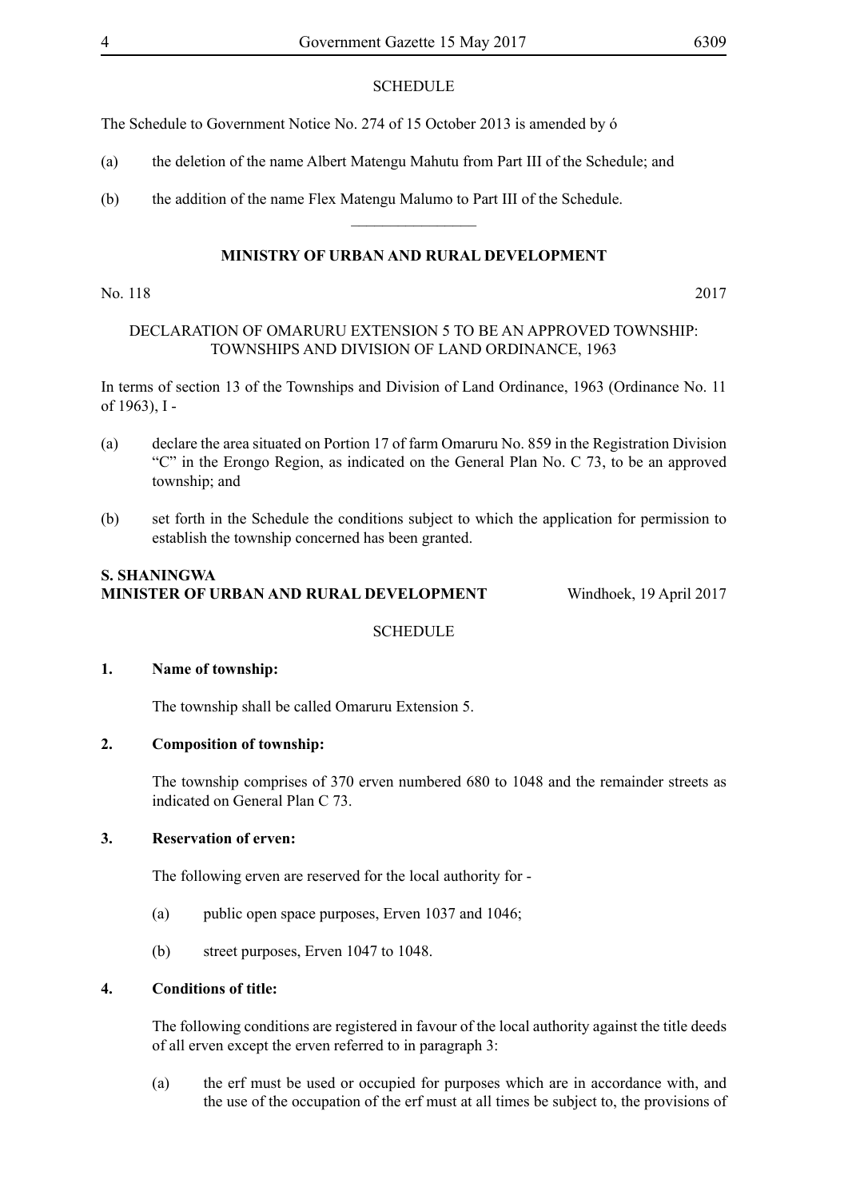SCHEDULE

The Schedule to Government Notice No. 274 of 15 October 2013 is amended by ó

(a) the deletion of the name Albert Matengu Mahutu from Part III of the Schedule; and

(b) the addition of the name Flex Matengu Malumo to Part III of the Schedule.

________________

**MINISTRY OF URBAN AND RURAL DEVELOPMENT**

No. 118 2017

DECLARATION OF OMARURU EXTENSION 5 TO BE AN APPROVED TOWNSHIP: TOWNSHIPS AND DIVISION OF LAND ORDINANCE, 1963

In terms of section 13 of the Townships and Division of Land Ordinance, 1963 (Ordinance No. 11 of 1963), I -

(a) declare the area situated on Portion 17 of farm Omaruru No. 859 in the Registration Division "C" in the Erongo Region, as indicated on the General Plan No. C 73, to be an approved township; and

(b) set forth in the Schedule the conditions subject to which the application for permission to establish the township concerned has been granted.

**S. SHANINGWA**
**MINISTER OF URBAN AND RURAL DEVELOPMENT** Windhoek, 19 April 2017

SCHEDULE

**1. Name of township:**

The township shall be called Omaruru Extension 5.

**2. Composition of township:**

The township comprises of 370 erven numbered 680 to 1048 and the remainder streets as indicated on General Plan C 73.

**3. Reservation of erven:**

The following erven are reserved for the local authority for -

(a) public open space purposes, Erven 1037 and 1046;

(b) street purposes, Erven 1047 to 1048.

**4. Conditions of title:**

The following conditions are registered in favour of the local authority against the title deeds of all erven except the erven referred to in paragraph 3:

(a) the erf must be used or occupied for purposes which are in accordance with, and the use of the occupation of the erf must at all times be subject to, the provisions of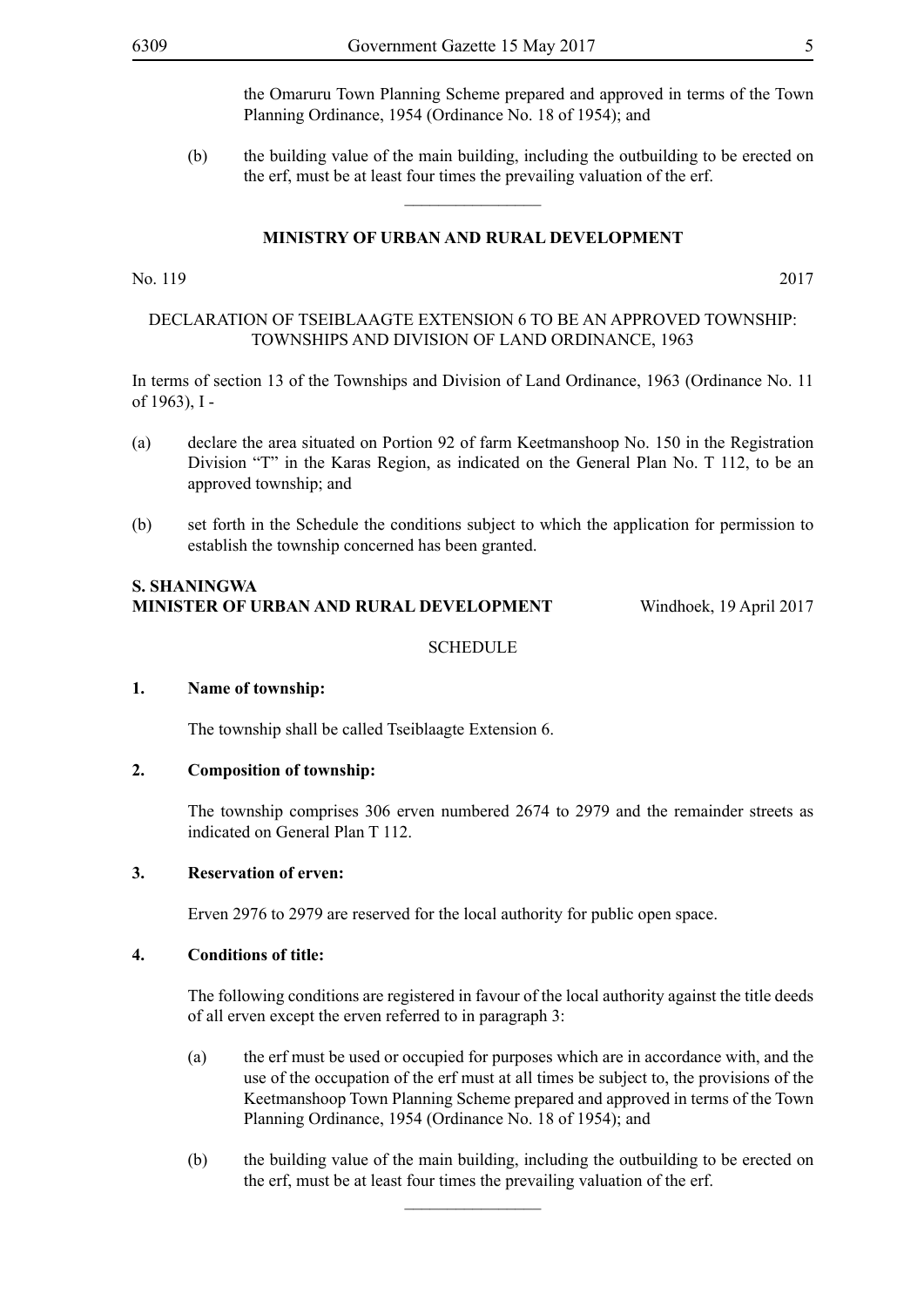the Omaruru Town Planning Scheme prepared and approved in terms of the Town Planning Ordinance, 1954 (Ordinance No. 18 of 1954); and

(b) the building value of the main building, including the outbuilding to be erected on the erf, must be at least four times the prevailing valuation of the erf.

---

**MINISTRY OF URBAN AND RURAL DEVELOPMENT**

No. 119 2017

DECLARATION OF TSEIBLAAGTE EXTENSION 6 TO BE AN APPROVED TOWNSHIP: TOWNSHIPS AND DIVISION OF LAND ORDINANCE, 1963

In terms of section 13 of the Townships and Division of Land Ordinance, 1963 (Ordinance No. 11 of 1963), I -

(a) declare the area situated on Portion 92 of farm Keetmanshoop No. 150 in the Registration Division "T" in the Karas Region, as indicated on the General Plan No. T 112, to be an approved township; and

(b) set forth in the Schedule the conditions subject to which the application for permission to establish the township concerned has been granted.

**S. SHANINGWA**
**MINISTER OF URBAN AND RURAL DEVELOPMENT** Windhoek, 19 April 2017

SCHEDULE

**1. Name of township:**

The township shall be called Tseiblaagte Extension 6.

**2. Composition of township:**

The township comprises 306 erven numbered 2674 to 2979 and the remainder streets as indicated on General Plan T 112.

**3. Reservation of erven:**

Erven 2976 to 2979 are reserved for the local authority for public open space.

**4. Conditions of title:**

The following conditions are registered in favour of the local authority against the title deeds of all erven except the erven referred to in paragraph 3:

(a) the erf must be used or occupied for purposes which are in accordance with, and the use of the occupation of the erf must at all times be subject to, the provisions of the Keetmanshoop Town Planning Scheme prepared and approved in terms of the Town Planning Ordinance, 1954 (Ordinance No. 18 of 1954); and

(b) the building value of the main building, including the outbuilding to be erected on the erf, must be at least four times the prevailing valuation of the erf.

---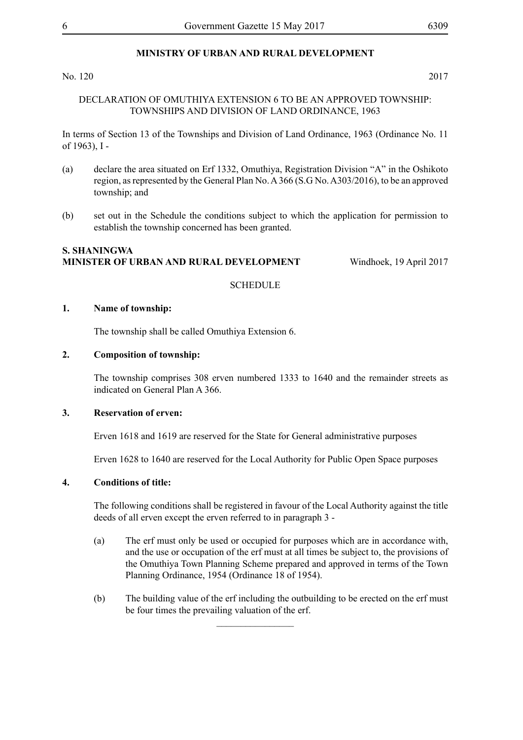## MINISTRY OF URBAN AND RURAL DEVELOPMENT

No. 120 2017

DECLARATION OF OMUTHIYA EXTENSION 6 TO BE AN APPROVED TOWNSHIP: TOWNSHIPS AND DIVISION OF LAND ORDINANCE, 1963

In terms of Section 13 of the Townships and Division of Land Ordinance, 1963 (Ordinance No. 11 of 1963), I -

(a) declare the area situated on Erf 1332, Omuthiya, Registration Division "A" in the Oshikoto region, as represented by the General Plan No. A 366 (S.G No. A303/2016), to be an approved township; and

(b) set out in the Schedule the conditions subject to which the application for permission to establish the township concerned has been granted.

**S. SHANINGWA**
**MINISTER OF URBAN AND RURAL DEVELOPMENT** Windhoek, 19 April 2017

SCHEDULE

**1. Name of township:**

The township shall be called Omuthiya Extension 6.

**2. Composition of township:**

The township comprises 308 erven numbered 1333 to 1640 and the remainder streets as indicated on General Plan A 366.

**3. Reservation of erven:**

Erven 1618 and 1619 are reserved for the State for General administrative purposes

Erven 1628 to 1640 are reserved for the Local Authority for Public Open Space purposes

**4. Conditions of title:**

The following conditions shall be registered in favour of the Local Authority against the title deeds of all erven except the erven referred to in paragraph 3 -

(a) The erf must only be used or occupied for purposes which are in accordance with, and the use or occupation of the erf must at all times be subject to, the provisions of the Omuthiya Town Planning Scheme prepared and approved in terms of the Town Planning Ordinance, 1954 (Ordinance 18 of 1954).

(b) The building value of the erf including the outbuilding to be erected on the erf must be four times the prevailing valuation of the erf.

________________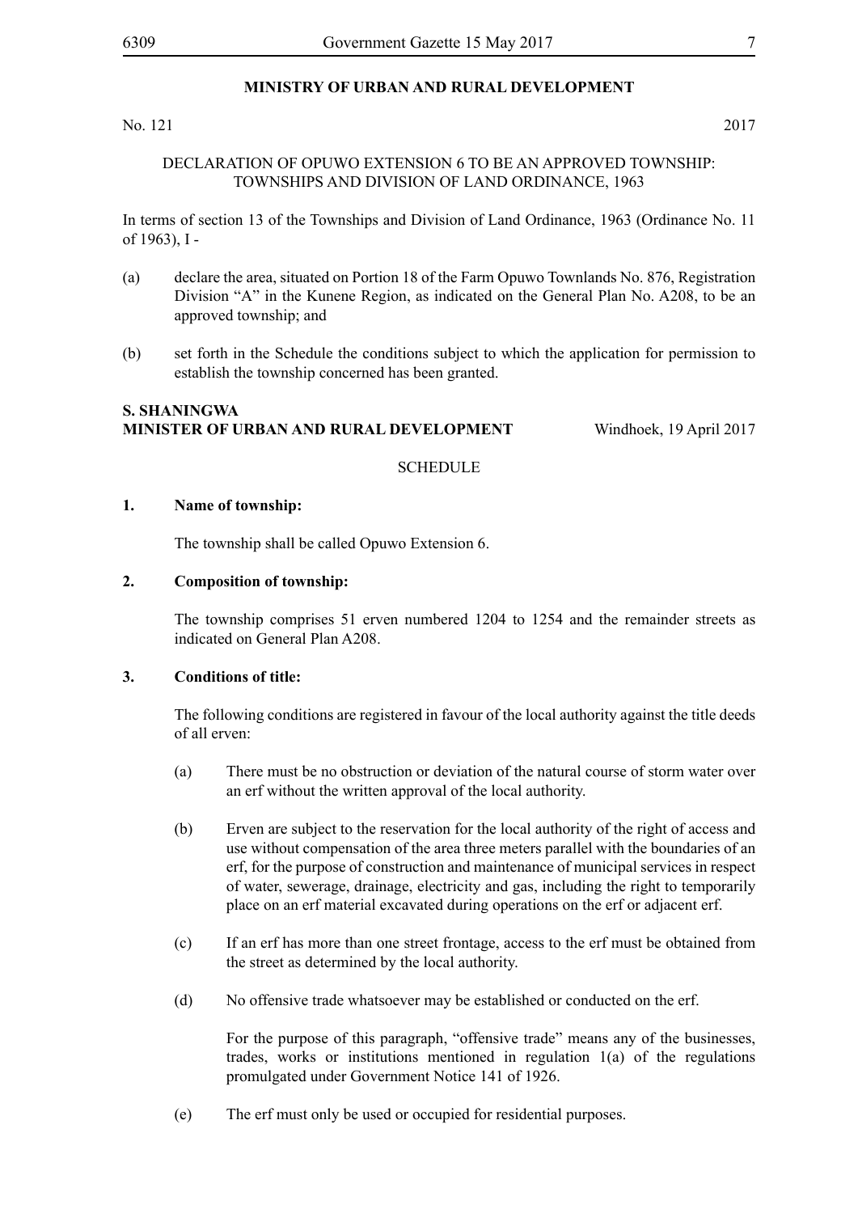## MINISTRY OF URBAN AND RURAL DEVELOPMENT

No. 121 2017

DECLARATION OF OPUWO EXTENSION 6 TO BE AN APPROVED TOWNSHIP: TOWNSHIPS AND DIVISION OF LAND ORDINANCE, 1963

In terms of section 13 of the Townships and Division of Land Ordinance, 1963 (Ordinance No. 11 of 1963), I -

(a) declare the area, situated on Portion 18 of the Farm Opuwo Townlands No. 876, Registration Division "A" in the Kunene Region, as indicated on the General Plan No. A208, to be an approved township; and

(b) set forth in the Schedule the conditions subject to which the application for permission to establish the township concerned has been granted.

**S. SHANINGWA**
**MINISTER OF URBAN AND RURAL DEVELOPMENT** Windhoek, 19 April 2017

SCHEDULE

**1. Name of township:**

The township shall be called Opuwo Extension 6.

**2. Composition of township:**

The township comprises 51 erven numbered 1204 to 1254 and the remainder streets as indicated on General Plan A208.

**3. Conditions of title:**

The following conditions are registered in favour of the local authority against the title deeds of all erven:

(a) There must be no obstruction or deviation of the natural course of storm water over an erf without the written approval of the local authority.

(b) Erven are subject to the reservation for the local authority of the right of access and use without compensation of the area three meters parallel with the boundaries of an erf, for the purpose of construction and maintenance of municipal services in respect of water, sewerage, drainage, electricity and gas, including the right to temporarily place on an erf material excavated during operations on the erf or adjacent erf.

(c) If an erf has more than one street frontage, access to the erf must be obtained from the street as determined by the local authority.

(d) No offensive trade whatsoever may be established or conducted on the erf.

For the purpose of this paragraph, "offensive trade" means any of the businesses, trades, works or institutions mentioned in regulation 1(a) of the regulations promulgated under Government Notice 141 of 1926.

(e) The erf must only be used or occupied for residential purposes.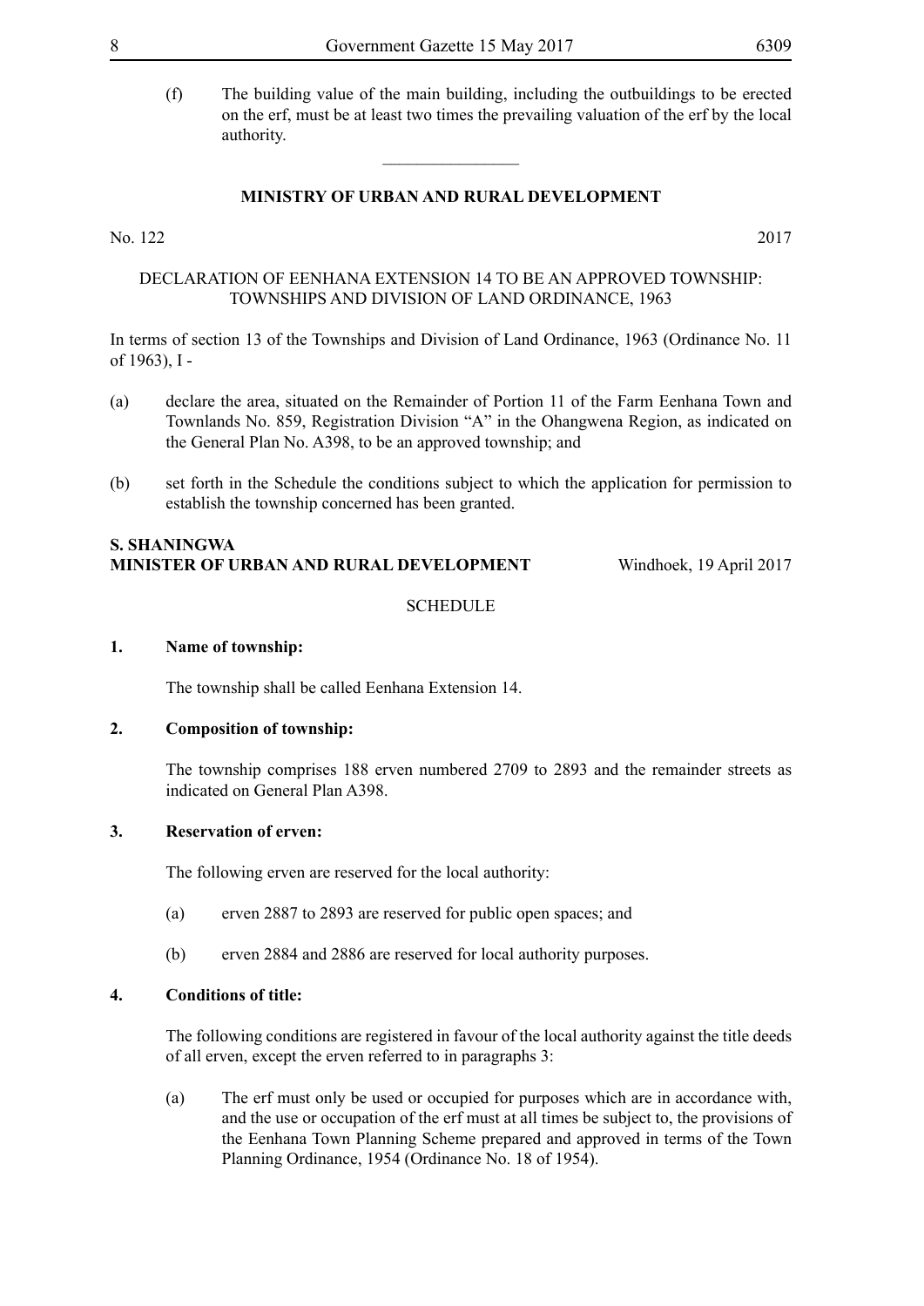(f) The building value of the main building, including the outbuildings to be erected on the erf, must be at least two times the prevailing valuation of the erf by the local authority.

________________

**MINISTRY OF URBAN AND RURAL DEVELOPMENT**

No. 122 2017

DECLARATION OF EENHANA EXTENSION 14 TO BE AN APPROVED TOWNSHIP: TOWNSHIPS AND DIVISION OF LAND ORDINANCE, 1963

In terms of section 13 of the Townships and Division of Land Ordinance, 1963 (Ordinance No. 11 of 1963), I -

(a) declare the area, situated on the Remainder of Portion 11 of the Farm Eenhana Town and Townlands No. 859, Registration Division "A" in the Ohangwena Region, as indicated on the General Plan No. A398, to be an approved township; and

(b) set forth in the Schedule the conditions subject to which the application for permission to establish the township concerned has been granted.

**S. SHANINGWA**
**MINISTER OF URBAN AND RURAL DEVELOPMENT** Windhoek, 19 April 2017

SCHEDULE

**1. Name of township:**

The township shall be called Eenhana Extension 14.

**2. Composition of township:**

The township comprises 188 erven numbered 2709 to 2893 and the remainder streets as indicated on General Plan A398.

**3. Reservation of erven:**

The following erven are reserved for the local authority:

(a) erven 2887 to 2893 are reserved for public open spaces; and

(b) erven 2884 and 2886 are reserved for local authority purposes.

**4. Conditions of title:**

The following conditions are registered in favour of the local authority against the title deeds of all erven, except the erven referred to in paragraphs 3:

(a) The erf must only be used or occupied for purposes which are in accordance with, and the use or occupation of the erf must at all times be subject to, the provisions of the Eenhana Town Planning Scheme prepared and approved in terms of the Town Planning Ordinance, 1954 (Ordinance No. 18 of 1954).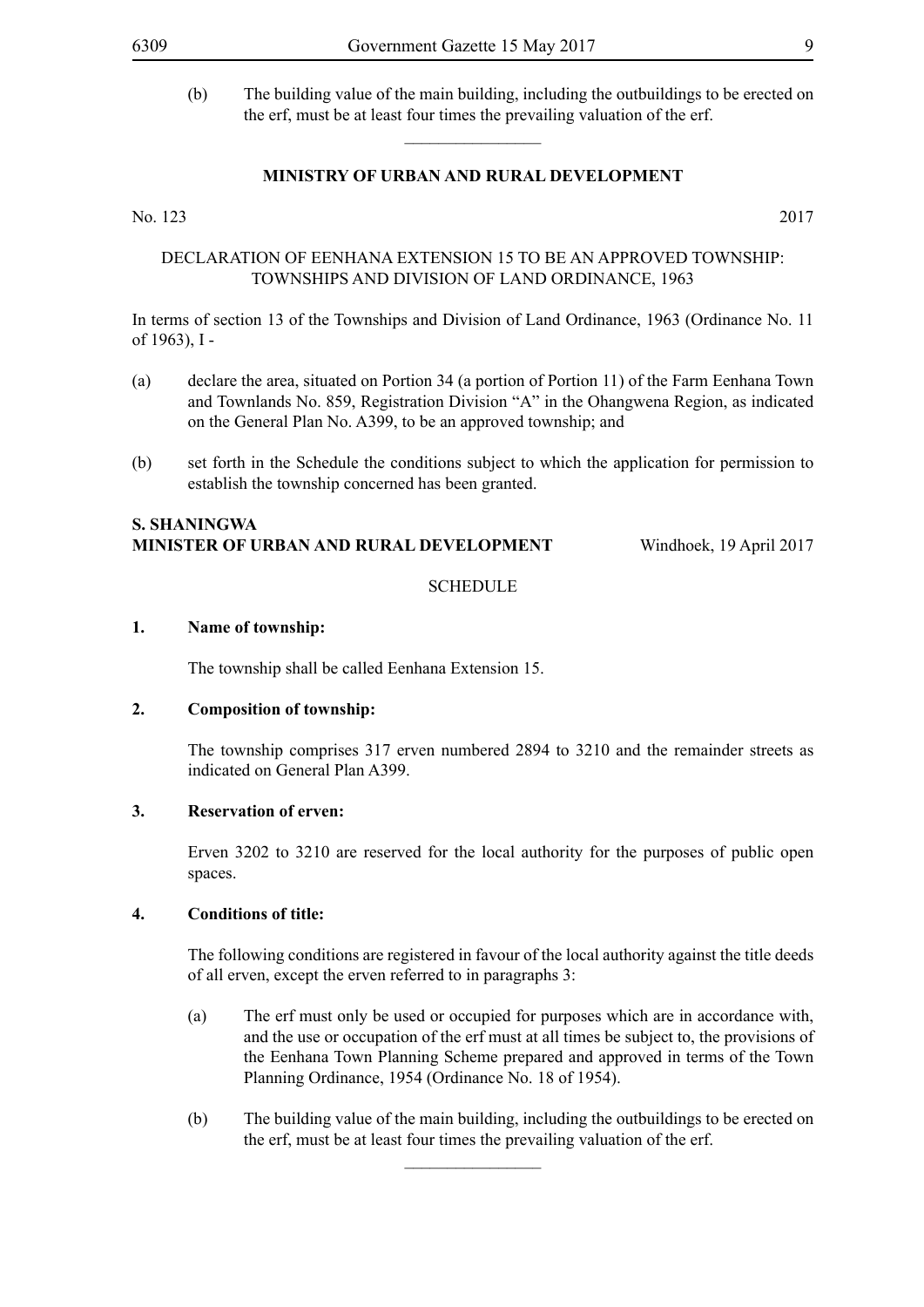(b) The building value of the main building, including the outbuildings to be erected on the erf, must be at least four times the prevailing valuation of the erf.

________________

**MINISTRY OF URBAN AND RURAL DEVELOPMENT**

No. 123 2017

DECLARATION OF EENHANA EXTENSION 15 TO BE AN APPROVED TOWNSHIP: TOWNSHIPS AND DIVISION OF LAND ORDINANCE, 1963

In terms of section 13 of the Townships and Division of Land Ordinance, 1963 (Ordinance No. 11 of 1963), I -

(a) declare the area, situated on Portion 34 (a portion of Portion 11) of the Farm Eenhana Town and Townlands No. 859, Registration Division "A" in the Ohangwena Region, as indicated on the General Plan No. A399, to be an approved township; and

(b) set forth in the Schedule the conditions subject to which the application for permission to establish the township concerned has been granted.

**S. SHANINGWA**
**MINISTER OF URBAN AND RURAL DEVELOPMENT** Windhoek, 19 April 2017

SCHEDULE

**1. Name of township:**

The township shall be called Eenhana Extension 15.

**2. Composition of township:**

The township comprises 317 erven numbered 2894 to 3210 and the remainder streets as indicated on General Plan A399.

**3. Reservation of erven:**

Erven 3202 to 3210 are reserved for the local authority for the purposes of public open spaces.

**4. Conditions of title:**

The following conditions are registered in favour of the local authority against the title deeds of all erven, except the erven referred to in paragraphs 3:

(a) The erf must only be used or occupied for purposes which are in accordance with, and the use or occupation of the erf must at all times be subject to, the provisions of the Eenhana Town Planning Scheme prepared and approved in terms of the Town Planning Ordinance, 1954 (Ordinance No. 18 of 1954).

(b) The building value of the main building, including the outbuildings to be erected on the erf, must be at least four times the prevailing valuation of the erf.

________________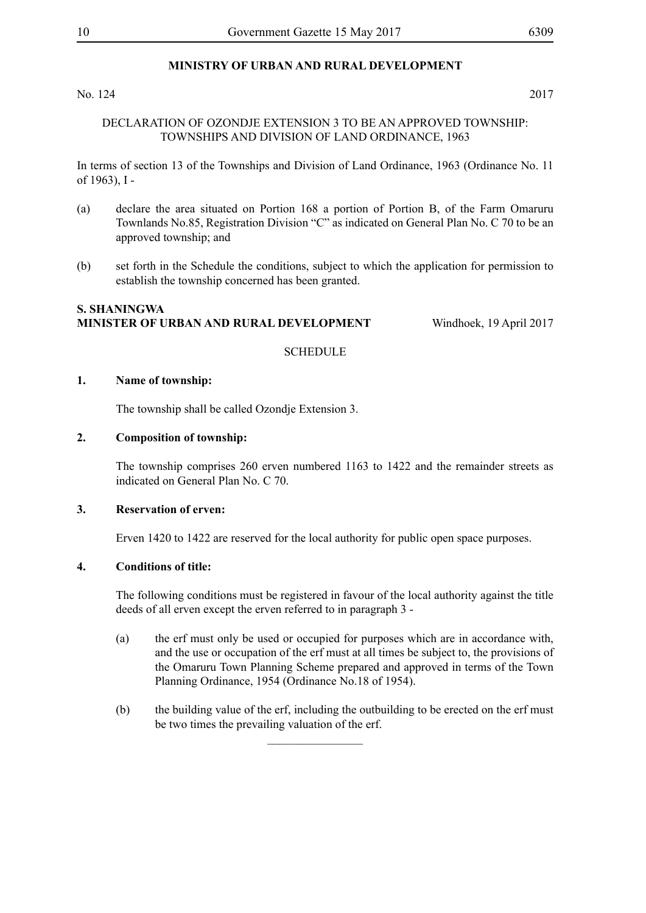## MINISTRY OF URBAN AND RURAL DEVELOPMENT

No. 124 2017

DECLARATION OF OZONDJE EXTENSION 3 TO BE AN APPROVED TOWNSHIP: TOWNSHIPS AND DIVISION OF LAND ORDINANCE, 1963

In terms of section 13 of the Townships and Division of Land Ordinance, 1963 (Ordinance No. 11 of 1963), I -

(a) declare the area situated on Portion 168 a portion of Portion B, of the Farm Omaruru Townlands No.85, Registration Division "C" as indicated on General Plan No. C 70 to be an approved township; and

(b) set forth in the Schedule the conditions, subject to which the application for permission to establish the township concerned has been granted.

**S. SHANINGWA**
**MINISTER OF URBAN AND RURAL DEVELOPMENT** Windhoek, 19 April 2017

SCHEDULE

**1. Name of township:**

The township shall be called Ozondje Extension 3.

**2. Composition of township:**

The township comprises 260 erven numbered 1163 to 1422 and the remainder streets as indicated on General Plan No. C 70.

**3. Reservation of erven:**

Erven 1420 to 1422 are reserved for the local authority for public open space purposes.

**4. Conditions of title:**

The following conditions must be registered in favour of the local authority against the title deeds of all erven except the erven referred to in paragraph 3 -

(a) the erf must only be used or occupied for purposes which are in accordance with, and the use or occupation of the erf must at all times be subject to, the provisions of the Omaruru Town Planning Scheme prepared and approved in terms of the Town Planning Ordinance, 1954 (Ordinance No.18 of 1954).

(b) the building value of the erf, including the outbuilding to be erected on the erf must be two times the prevailing valuation of the erf.

________________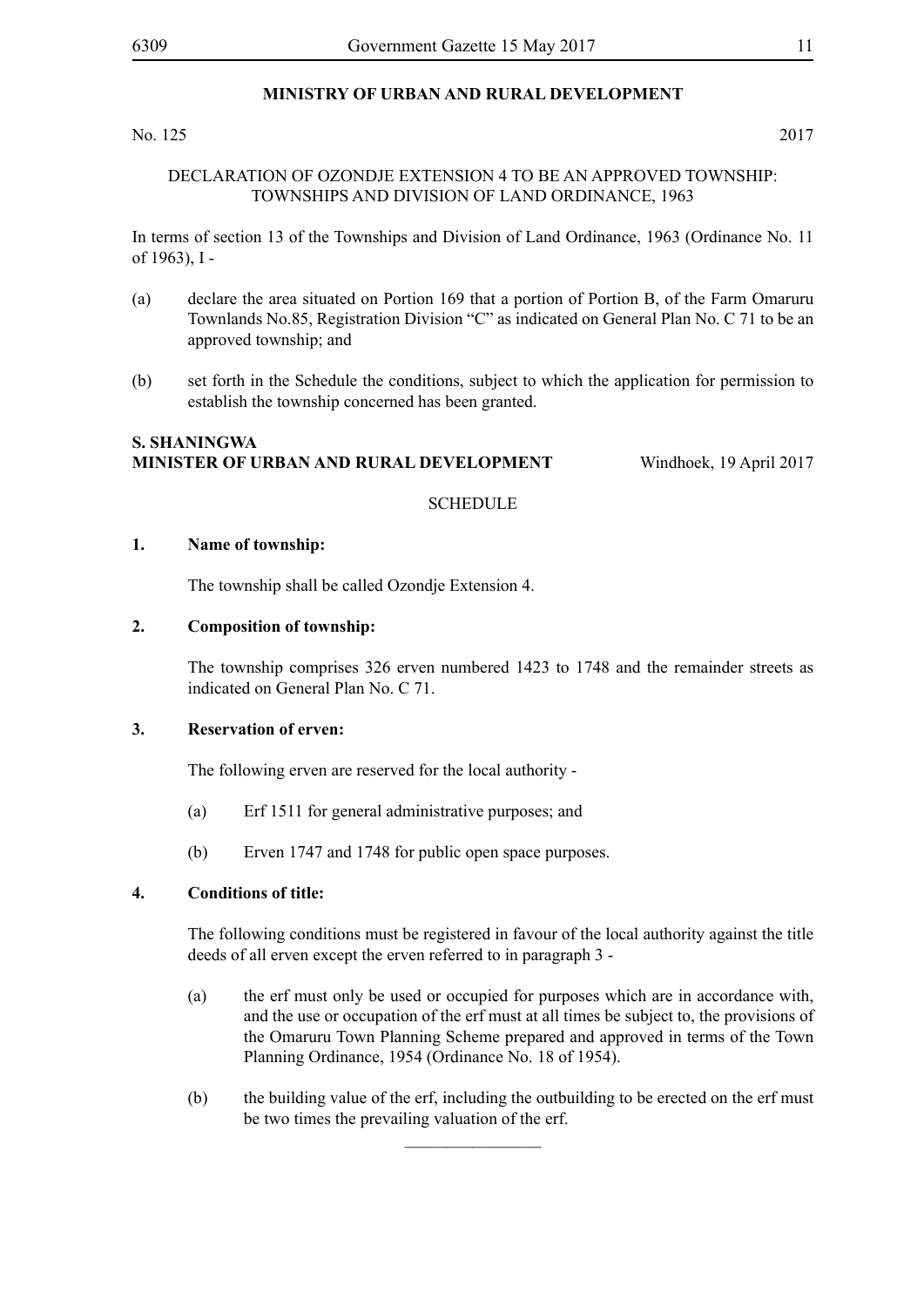**MINISTRY OF URBAN AND RURAL DEVELOPMENT**

No. 125 2017

DECLARATION OF OZONDJE EXTENSION 4 TO BE AN APPROVED TOWNSHIP: TOWNSHIPS AND DIVISION OF LAND ORDINANCE, 1963

In terms of section 13 of the Townships and Division of Land Ordinance, 1963 (Ordinance No. 11 of 1963), I -

(a) declare the area situated on Portion 169 that a portion of Portion B, of the Farm Omaruru Townlands No.85, Registration Division "C" as indicated on General Plan No. C 71 to be an approved township; and

(b) set forth in the Schedule the conditions, subject to which the application for permission to establish the township concerned has been granted.

**S. SHANINGWA**
**MINISTER OF URBAN AND RURAL DEVELOPMENT** Windhoek, 19 April 2017

SCHEDULE

**1. Name of township:**

The township shall be called Ozondje Extension 4.

**2. Composition of township:**

The township comprises 326 erven numbered 1423 to 1748 and the remainder streets as indicated on General Plan No. C 71.

**3. Reservation of erven:**

The following erven are reserved for the local authority -

(a) Erf 1511 for general administrative purposes; and

(b) Erven 1747 and 1748 for public open space purposes.

**4. Conditions of title:**

The following conditions must be registered in favour of the local authority against the title deeds of all erven except the erven referred to in paragraph 3 -

(a) the erf must only be used or occupied for purposes which are in accordance with, and the use or occupation of the erf must at all times be subject to, the provisions of the Omaruru Town Planning Scheme prepared and approved in terms of the Town Planning Ordinance, 1954 (Ordinance No. 18 of 1954).

(b) the building value of the erf, including the outbuilding to be erected on the erf must be two times the prevailing valuation of the erf.

\_\_\_\_\_\_\_\_\_\_\_\_\_\_\_\_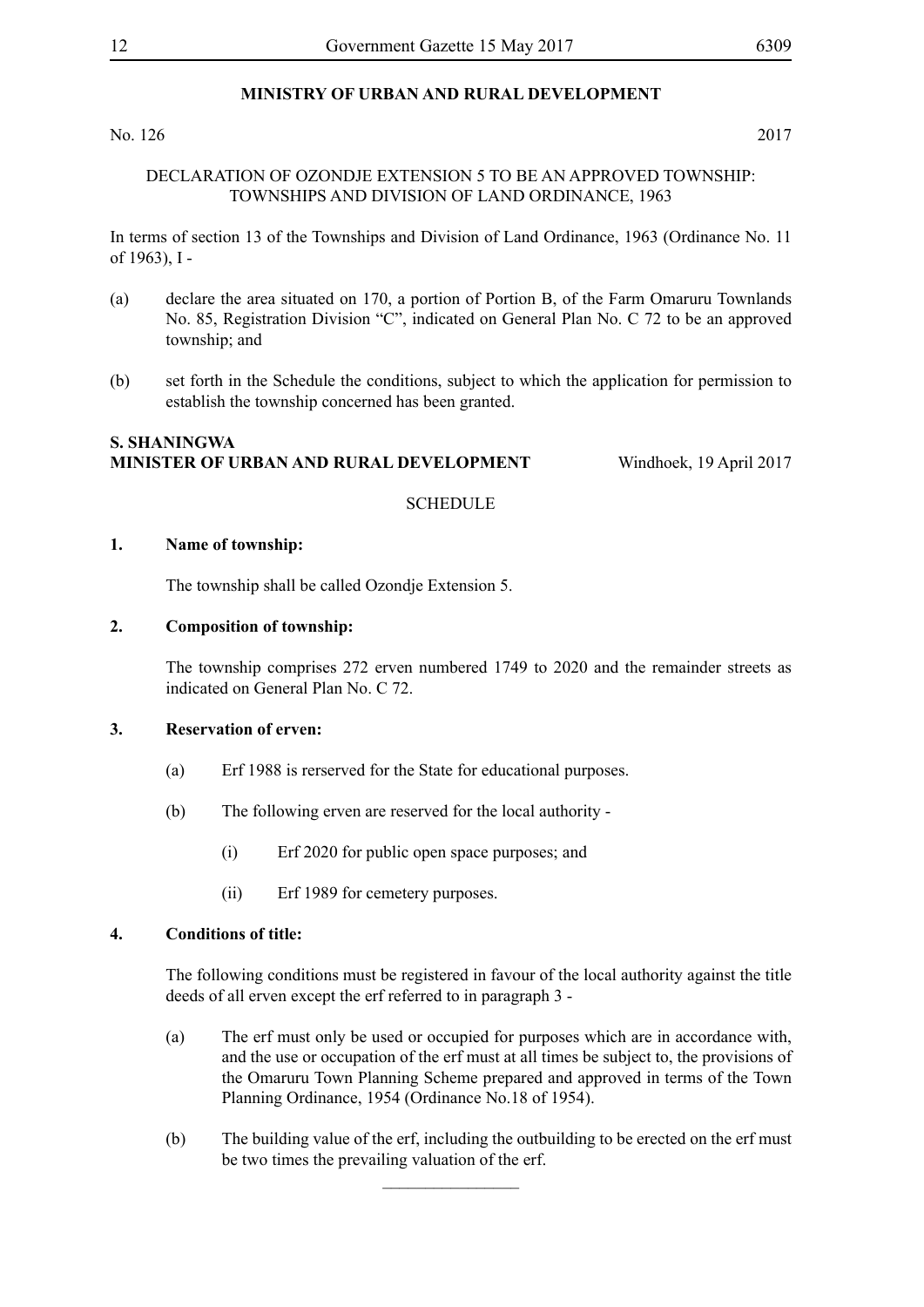**MINISTRY OF URBAN AND RURAL DEVELOPMENT**

No. 126 2017

DECLARATION OF OZONDJE EXTENSION 5 TO BE AN APPROVED TOWNSHIP: TOWNSHIPS AND DIVISION OF LAND ORDINANCE, 1963

In terms of section 13 of the Townships and Division of Land Ordinance, 1963 (Ordinance No. 11 of 1963), I -

(a) declare the area situated on 170, a portion of Portion B, of the Farm Omaruru Townlands No. 85, Registration Division "C", indicated on General Plan No. C 72 to be an approved township; and

(b) set forth in the Schedule the conditions, subject to which the application for permission to establish the township concerned has been granted.

**S. SHANINGWA**
**MINISTER OF URBAN AND RURAL DEVELOPMENT** Windhoek, 19 April 2017

SCHEDULE

**1. Name of township:**

The township shall be called Ozondje Extension 5.

**2. Composition of township:**

The township comprises 272 erven numbered 1749 to 2020 and the remainder streets as indicated on General Plan No. C 72.

**3. Reservation of erven:**

(a) Erf 1988 is rerserved for the State for educational purposes.

(b) The following erven are reserved for the local authority -

(i) Erf 2020 for public open space purposes; and

(ii) Erf 1989 for cemetery purposes.

**4. Conditions of title:**

The following conditions must be registered in favour of the local authority against the title deeds of all erven except the erf referred to in paragraph 3 -

(a) The erf must only be used or occupied for purposes which are in accordance with, and the use or occupation of the erf must at all times be subject to, the provisions of the Omaruru Town Planning Scheme prepared and approved in terms of the Town Planning Ordinance, 1954 (Ordinance No.18 of 1954).

(b) The building value of the erf, including the outbuilding to be erected on the erf must be two times the prevailing valuation of the erf.

________________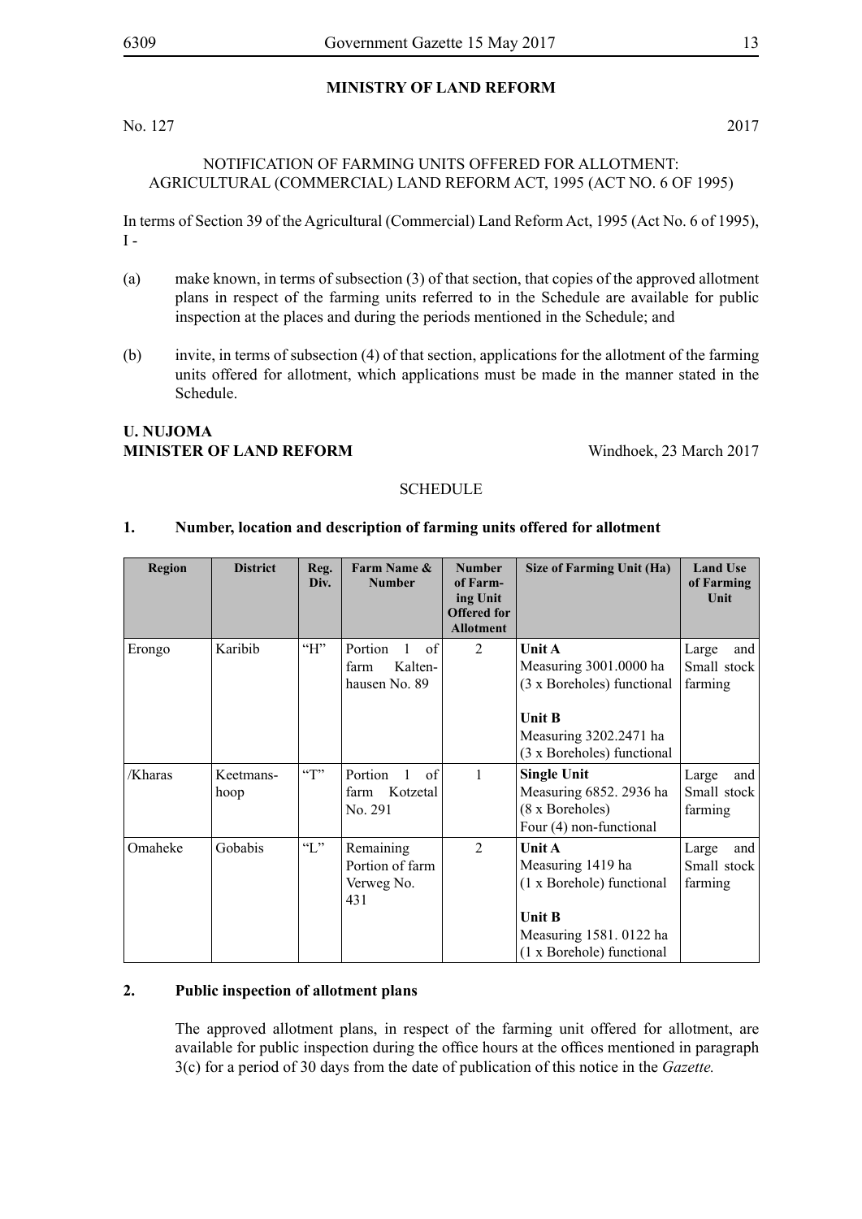## MINISTRY OF LAND REFORM

No. 127 2017

NOTIFICATION OF FARMING UNITS OFFERED FOR ALLOTMENT: AGRICULTURAL (COMMERCIAL) LAND REFORM ACT, 1995 (ACT NO. 6 OF 1995)

In terms of Section 39 of the Agricultural (Commercial) Land Reform Act, 1995 (Act No. 6 of 1995), I -

(a) make known, in terms of subsection (3) of that section, that copies of the approved allotment plans in respect of the farming units referred to in the Schedule are available for public inspection at the places and during the periods mentioned in the Schedule; and

(b) invite, in terms of subsection (4) of that section, applications for the allotment of the farming units offered for allotment, which applications must be made in the manner stated in the Schedule.

**U. NUJOMA**
**MINISTER OF LAND REFORM** Windhoek, 23 March 2017

SCHEDULE

**1. Number, location and description of farming units offered for allotment**

| Region | District | Reg. Div. | Farm Name & Number | Number of Farming Unit Offered for Allotment | Size of Farming Unit (Ha) | Land Use of Farming Unit |
|---|---|---|---|---|---|---|
| Erongo | Karibib | "H" | Portion 1 of farm Kaltenhausen No. 89 | 2 | **Unit A** Measuring 3001.0000 ha (3 x Boreholes) functional<br><br>**Unit B** Measuring 3202.2471 ha (3 x Boreholes) functional | Large and Small stock farming |
| /Kharas | Keetmanshoop | "T" | Portion 1 of farm Kotzetal No. 291 | 1 | **Single Unit** Measuring 6852. 2936 ha (8 x Boreholes) Four (4) non-functional | Large and Small stock farming |
| Omaheke | Gobabis | "L" | Remaining Portion of farm Verweg No. 431 | 2 | **Unit A** Measuring 1419 ha (1 x Borehole) functional<br><br>**Unit B** Measuring 1581. 0122 ha (1 x Borehole) functional | Large and Small stock farming |

**2. Public inspection of allotment plans**

The approved allotment plans, in respect of the farming unit offered for allotment, are available for public inspection during the office hours at the offices mentioned in paragraph 3(c) for a period of 30 days from the date of publication of this notice in the *Gazette.*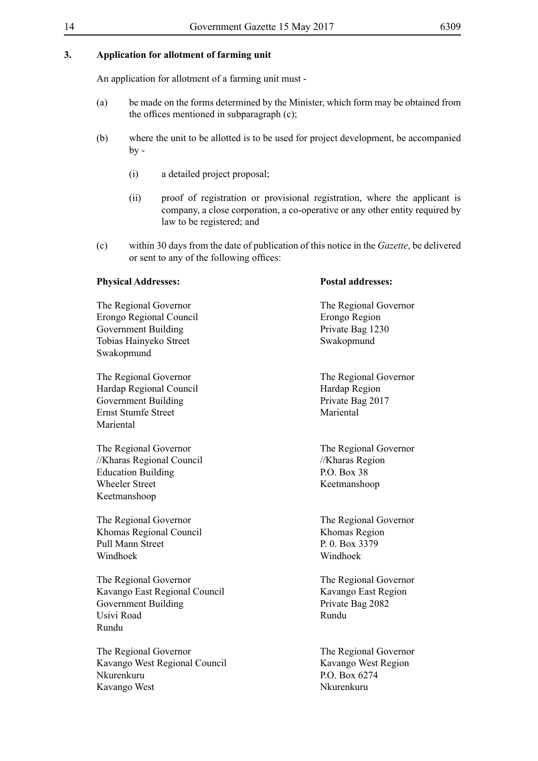**3. Application for allotment of farming unit**

An application for allotment of a farming unit must -

(a) be made on the forms determined by the Minister, which form may be obtained from the offices mentioned in subparagraph (c);

(b) where the unit to be allotted is to be used for project development, be accompanied by -

(i) a detailed project proposal;

(ii) proof of registration or provisional registration, where the applicant is company, a close corporation, a co-operative or any other entity required by law to be registered; and

(c) within 30 days from the date of publication of this notice in the *Gazette*, be delivered or sent to any of the following offices:

| **Physical Addresses:** | **Postal addresses:** |
| --- | --- |
| The Regional Governor<br>Erongo Regional Council<br>Government Building<br>Tobias Hainyeko Street<br>Swakopmund | The Regional Governor<br>Erongo Region<br>Private Bag 1230<br>Swakopmund |
| The Regional Governor<br>Hardap Regional Council<br>Government Building<br>Ernst Stumfe Street<br>Mariental | The Regional Governor<br>Hardap Region<br>Private Bag 2017<br>Mariental |
| The Regional Governor<br>//Kharas Regional Council<br>Education Building<br>Wheeler Street<br>Keetmanshoop | The Regional Governor<br>//Kharas Region<br>P.O. Box 38<br>Keetmanshoop |
| The Regional Governor<br>Khomas Regional Council<br>Pull Mann Street<br>Windhoek | The Regional Governor<br>Khomas Region<br>P. 0. Box 3379<br>Windhoek |
| The Regional Governor<br>Kavango East Regional Council<br>Government Building<br>Usivi Road<br>Rundu | The Regional Governor<br>Kavango East Region<br>Private Bag 2082<br>Rundu |
| The Regional Governor<br>Kavango West Regional Council<br>Nkurenkuru<br>Kavango West | The Regional Governor<br>Kavango West Region<br>P.O. Box 6274<br>Nkurenkuru |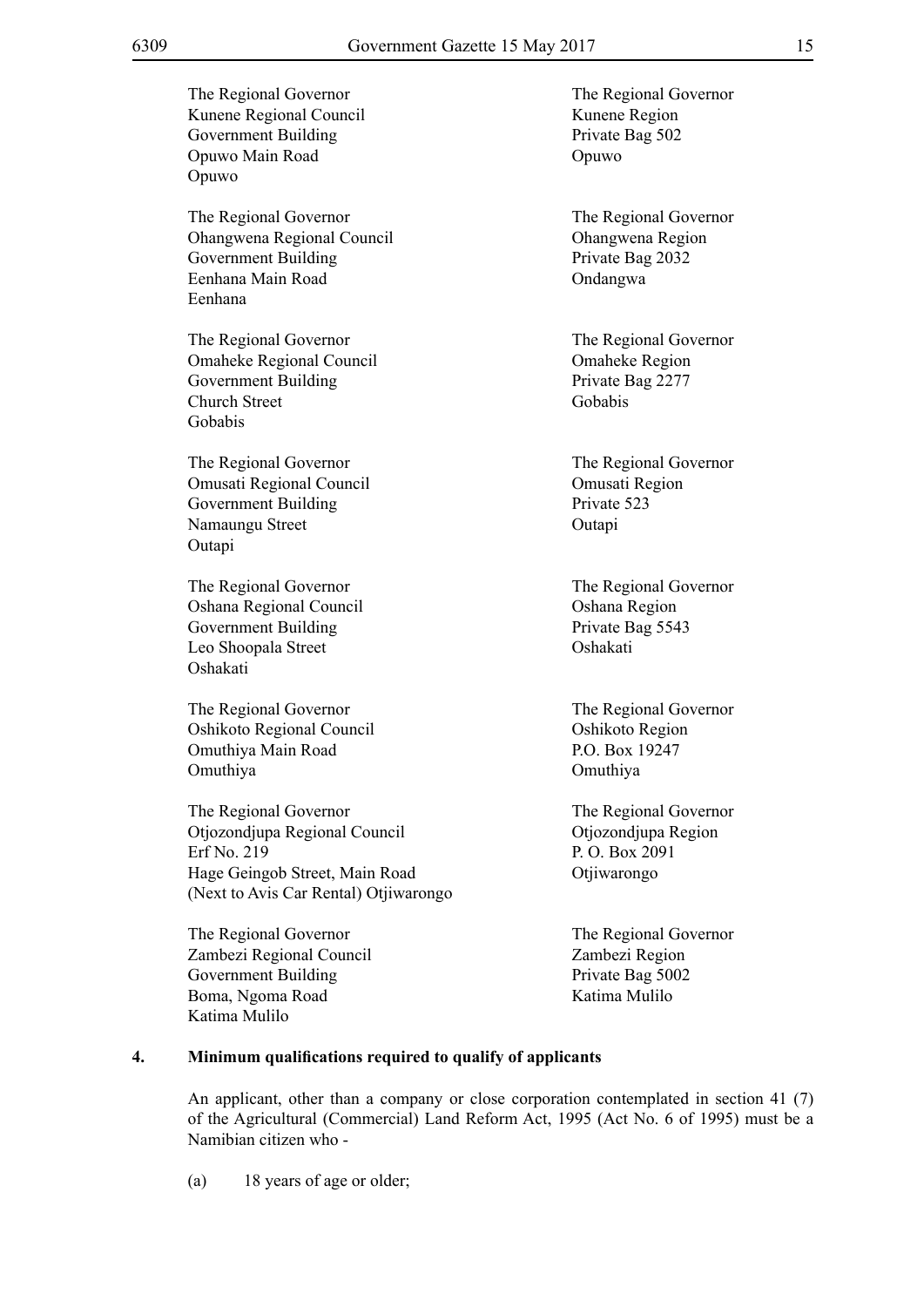The Regional Governor
Kunene Regional Council
Government Building
Opuwo Main Road
Opuwo

The Regional Governor
Kunene Region
Private Bag 502
Opuwo

The Regional Governor
Ohangwena Regional Council
Government Building
Eenhana Main Road
Eenhana

The Regional Governor
Ohangwena Region
Private Bag 2032
Ondangwa

The Regional Governor
Omaheke Regional Council
Government Building
Church Street
Gobabis

The Regional Governor
Omaheke Region
Private Bag 2277
Gobabis

The Regional Governor
Omusati Regional Council
Government Building
Namaungu Street
Outapi

The Regional Governor
Omusati Region
Private 523
Outapi

The Regional Governor
Oshana Regional Council
Government Building
Leo Shoopala Street
Oshakati

The Regional Governor
Oshana Region
Private Bag 5543
Oshakati

The Regional Governor
Oshikoto Regional Council
Omuthiya Main Road
Omuthiya

The Regional Governor
Oshikoto Region
P.O. Box 19247
Omuthiya

The Regional Governor
Otjozondjupa Regional Council
Erf No. 219
Hage Geingob Street, Main Road
(Next to Avis Car Rental) Otjiwarongo

The Regional Governor
Otjozondjupa Region
P. O. Box 2091
Otjiwarongo

The Regional Governor
Zambezi Regional Council
Government Building
Boma, Ngoma Road
Katima Mulilo

The Regional Governor
Zambezi Region
Private Bag 5002
Katima Mulilo

**4. Minimum qualifications required to qualify of applicants**

An applicant, other than a company or close corporation contemplated in section 41 (7) of the Agricultural (Commercial) Land Reform Act, 1995 (Act No. 6 of 1995) must be a Namibian citizen who -

(a) 18 years of age or older;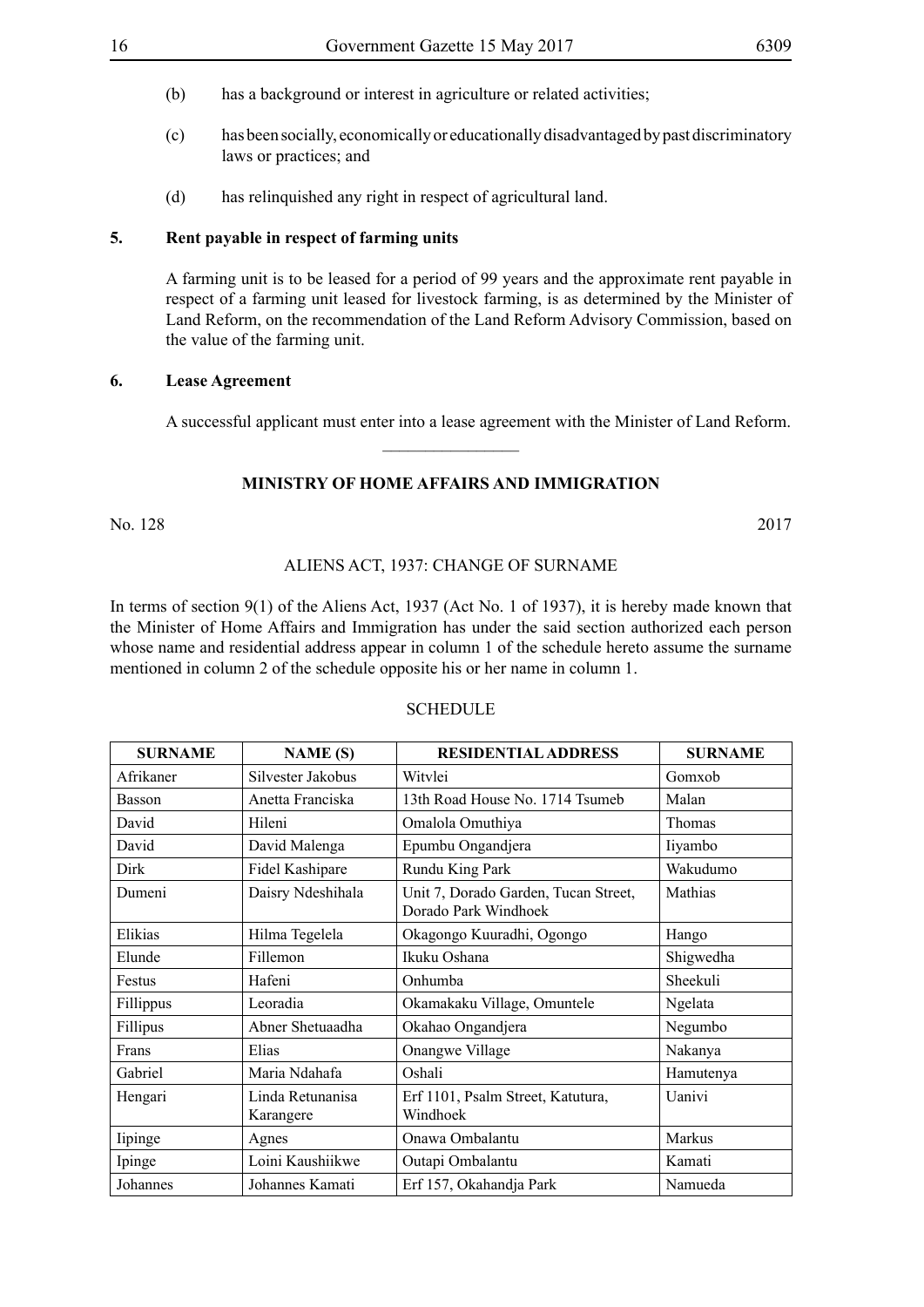(b) has a background or interest in agriculture or related activities;

(c) has been socially, economically or educationally disadvantaged by past discriminatory laws or practices; and

(d) has relinquished any right in respect of agricultural land.

**5. Rent payable in respect of farming units**

A farming unit is to be leased for a period of 99 years and the approximate rent payable in respect of a farming unit leased for livestock farming, is as determined by the Minister of Land Reform, on the recommendation of the Land Reform Advisory Commission, based on the value of the farming unit.

**6. Lease Agreement**

A successful applicant must enter into a lease agreement with the Minister of Land Reform.

________________

**MINISTRY OF HOME AFFAIRS AND IMMIGRATION**

No. 128 2017

ALIENS ACT, 1937: CHANGE OF SURNAME

In terms of section 9(1) of the Aliens Act, 1937 (Act No. 1 of 1937), it is hereby made known that the Minister of Home Affairs and Immigration has under the said section authorized each person whose name and residential address appear in column 1 of the schedule hereto assume the surname mentioned in column 2 of the schedule opposite his or her name in column 1.

SCHEDULE

| SURNAME | NAME (S) | RESIDENTIAL ADDRESS | SURNAME |
|---|---|---|---|
| Afrikaner | Silvester Jakobus | Witvlei | Gomxob |
| Basson | Anetta Franciska | 13th Road House No. 1714 Tsumeb | Malan |
| David | Hileni | Omalola Omuthiya | Thomas |
| David | David Malenga | Epumbu Ongandjera | Iiyambo |
| Dirk | Fidel Kashipare | Rundu King Park | Wakudumo |
| Dumeni | Daisry Ndeshihala | Unit 7, Dorado Garden, Tucan Street, Dorado Park Windhoek | Mathias |
| Elikias | Hilma Tegelela | Okagongo Kuuradhi, Ogongo | Hango |
| Elunde | Fillemon | Ikuku Oshana | Shigwedha |
| Festus | Hafeni | Onhumba | Sheekuli |
| Fillippus | Leoradia | Okamakaku Village, Omuntele | Ngelata |
| Fillipus | Abner Shetuaadha | Okahao Ongandjera | Negumbo |
| Frans | Elias | Onangwe Village | Nakanya |
| Gabriel | Maria Ndahafa | Oshali | Hamutenya |
| Hengari | Linda Retunanisa Karangere | Erf 1101, Psalm Street, Katutura, Windhoek | Uanivi |
| Iipinge | Agnes | Onawa Ombalantu | Markus |
| Ipinge | Loini Kaushiikwe | Outapi Ombalantu | Kamati |
| Johannes | Johannes Kamati | Erf 157, Okahandja Park | Namueda |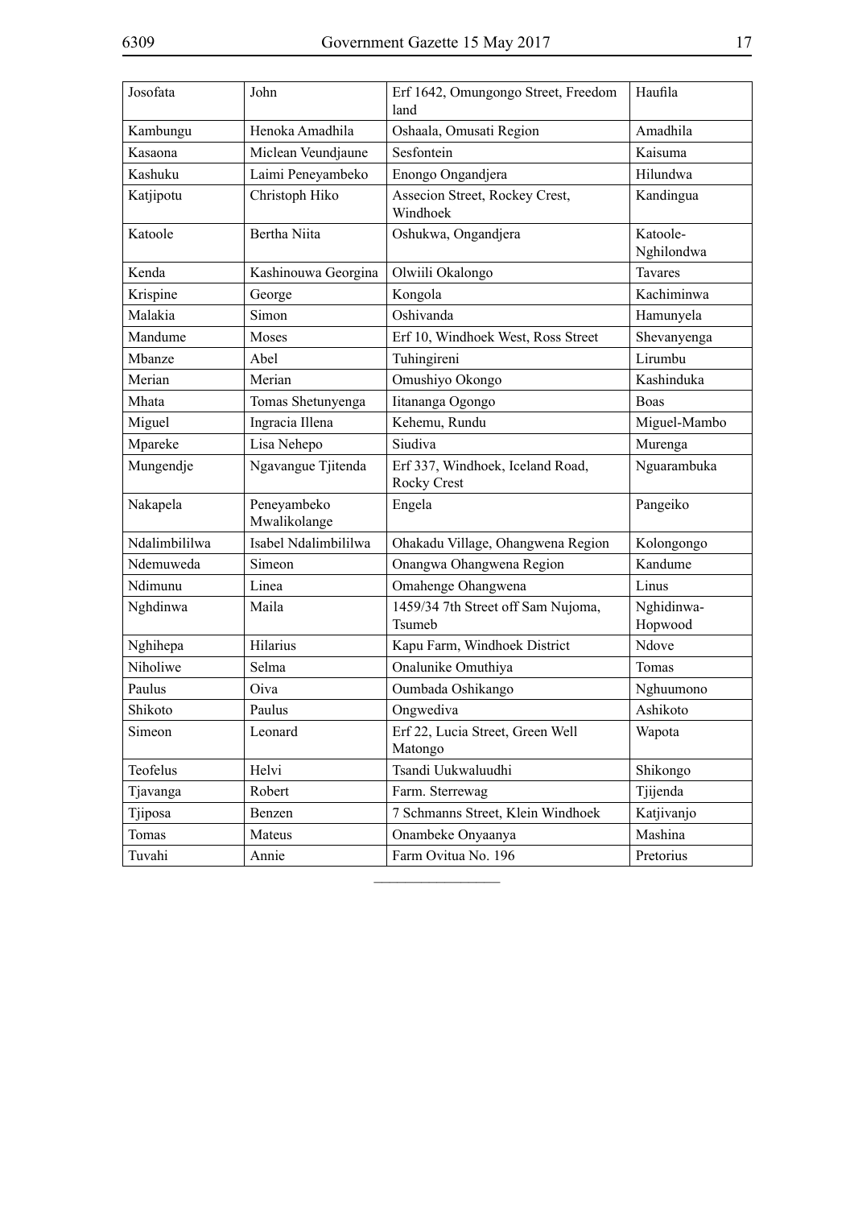| Josofata | John | Erf 1642, Omungongo Street, Freedom land | Haufila |
|---|---|---|---|
| Kambungu | Henoka Amadhila | Oshaala, Omusati Region | Amadhila |
| Kasaona | Miclean Veundjaune | Sesfontein | Kaisuma |
| Kashuku | Laimi Peneyambeko | Enongo Ongandjera | Hilundwa |
| Katjipotu | Christoph Hiko | Assecion Street, Rockey Crest, Windhoek | Kandingua |
| Katoole | Bertha Niita | Oshukwa, Ongandjera | Katoole-Nghilondwa |
| Kenda | Kashinouwa Georgina | Olwiili Okalongo | Tavares |
| Krispine | George | Kongola | Kachiminwa |
| Malakia | Simon | Oshivanda | Hamunyela |
| Mandume | Moses | Erf 10, Windhoek West, Ross Street | Shevanyenga |
| Mbanze | Abel | Tuhingireni | Lirumbu |
| Merian | Merian | Omushiyo Okongo | Kashinduka |
| Mhata | Tomas Shetunyenga | Iitananga Ogongo | Boas |
| Miguel | Ingracia Illena | Kehemu, Rundu | Miguel-Mambo |
| Mpareke | Lisa Nehepo | Siudiva | Murenga |
| Mungendje | Ngavangue Tjitenda | Erf 337, Windhoek, Iceland Road, Rocky Crest | Nguarambuka |
| Nakapela | Peneyambeko Mwalikolange | Engela | Pangeiko |
| Ndalimbililwa | Isabel Ndalimbililwa | Ohakadu Village, Ohangwena Region | Kolongongo |
| Ndemuweda | Simeon | Onangwa Ohangwena Region | Kandume |
| Ndimunu | Linea | Omahenge Ohangwena | Linus |
| Nghdinwa | Maila | 1459/34 7th Street off Sam Nujoma, Tsumeb | Nghidinwa-Hopwood |
| Nghihepa | Hilarius | Kapu Farm, Windhoek District | Ndove |
| Niholiwe | Selma | Onalunike Omuthiya | Tomas |
| Paulus | Oiva | Oumbada Oshikango | Nghuumono |
| Shikoto | Paulus | Ongwediva | Ashikoto |
| Simeon | Leonard | Erf 22, Lucia Street, Green Well Matongo | Wapota |
| Teofelus | Helvi | Tsandi Uukwaluudhi | Shikongo |
| Tjavanga | Robert | Farm. Sterrewag | Tjijenda |
| Tjiposa | Benzen | 7 Schmanns Street, Klein Windhoek | Katjivanjo |
| Tomas | Mateus | Onambeke Onyaanya | Mashina |
| Tuvahi | Annie | Farm Ovitua No. 196 | Pretorius |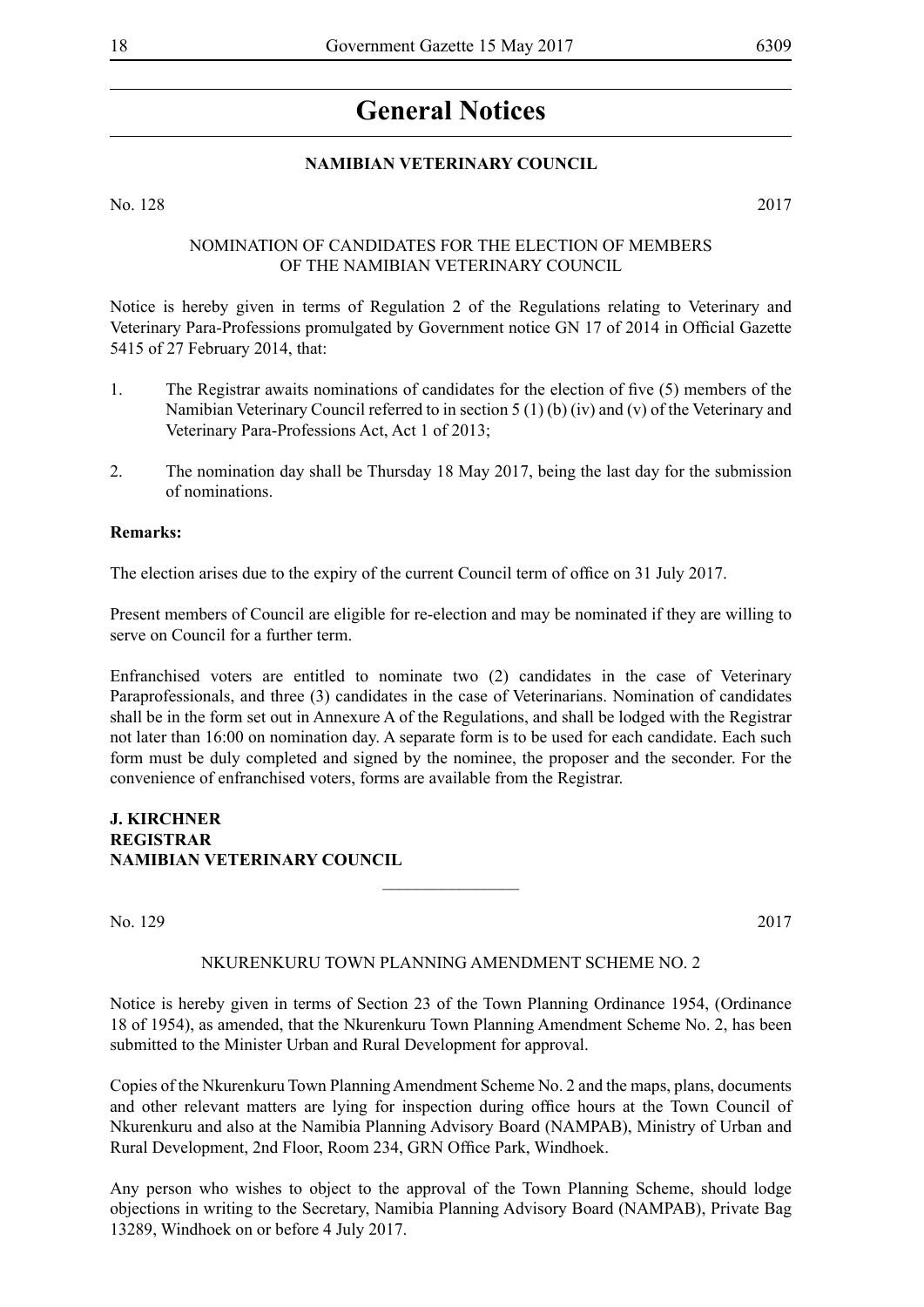# General Notices

## NAMIBIAN VETERINARY COUNCIL

No. 128 2017

NOMINATION OF CANDIDATES FOR THE ELECTION OF MEMBERS OF THE NAMIBIAN VETERINARY COUNCIL

Notice is hereby given in terms of Regulation 2 of the Regulations relating to Veterinary and Veterinary Para-Professions promulgated by Government notice GN 17 of 2014 in Official Gazette 5415 of 27 February 2014, that:

1. The Registrar awaits nominations of candidates for the election of five (5) members of the Namibian Veterinary Council referred to in section 5 (1) (b) (iv) and (v) of the Veterinary and Veterinary Para-Professions Act, Act 1 of 2013;
2. The nomination day shall be Thursday 18 May 2017, being the last day for the submission of nominations.

**Remarks:**

The election arises due to the expiry of the current Council term of office on 31 July 2017.

Present members of Council are eligible for re-election and may be nominated if they are willing to serve on Council for a further term.

Enfranchised voters are entitled to nominate two (2) candidates in the case of Veterinary Paraprofessionals, and three (3) candidates in the case of Veterinarians. Nomination of candidates shall be in the form set out in Annexure A of the Regulations, and shall be lodged with the Registrar not later than 16:00 on nomination day. A separate form is to be used for each candidate. Each such form must be duly completed and signed by the nominee, the proposer and the seconder. For the convenience of enfranchised voters, forms are available from the Registrar.

**J. KIRCHNER**
**REGISTRAR**
**NAMIBIAN VETERINARY COUNCIL**

---

No. 129 2017

NKURENKURU TOWN PLANNING AMENDMENT SCHEME NO. 2

Notice is hereby given in terms of Section 23 of the Town Planning Ordinance 1954, (Ordinance 18 of 1954), as amended, that the Nkurenkuru Town Planning Amendment Scheme No. 2, has been submitted to the Minister Urban and Rural Development for approval.

Copies of the Nkurenkuru Town Planning Amendment Scheme No. 2 and the maps, plans, documents and other relevant matters are lying for inspection during office hours at the Town Council of Nkurenkuru and also at the Namibia Planning Advisory Board (NAMPAB), Ministry of Urban and Rural Development, 2nd Floor, Room 234, GRN Office Park, Windhoek.

Any person who wishes to object to the approval of the Town Planning Scheme, should lodge objections in writing to the Secretary, Namibia Planning Advisory Board (NAMPAB), Private Bag 13289, Windhoek on or before 4 July 2017.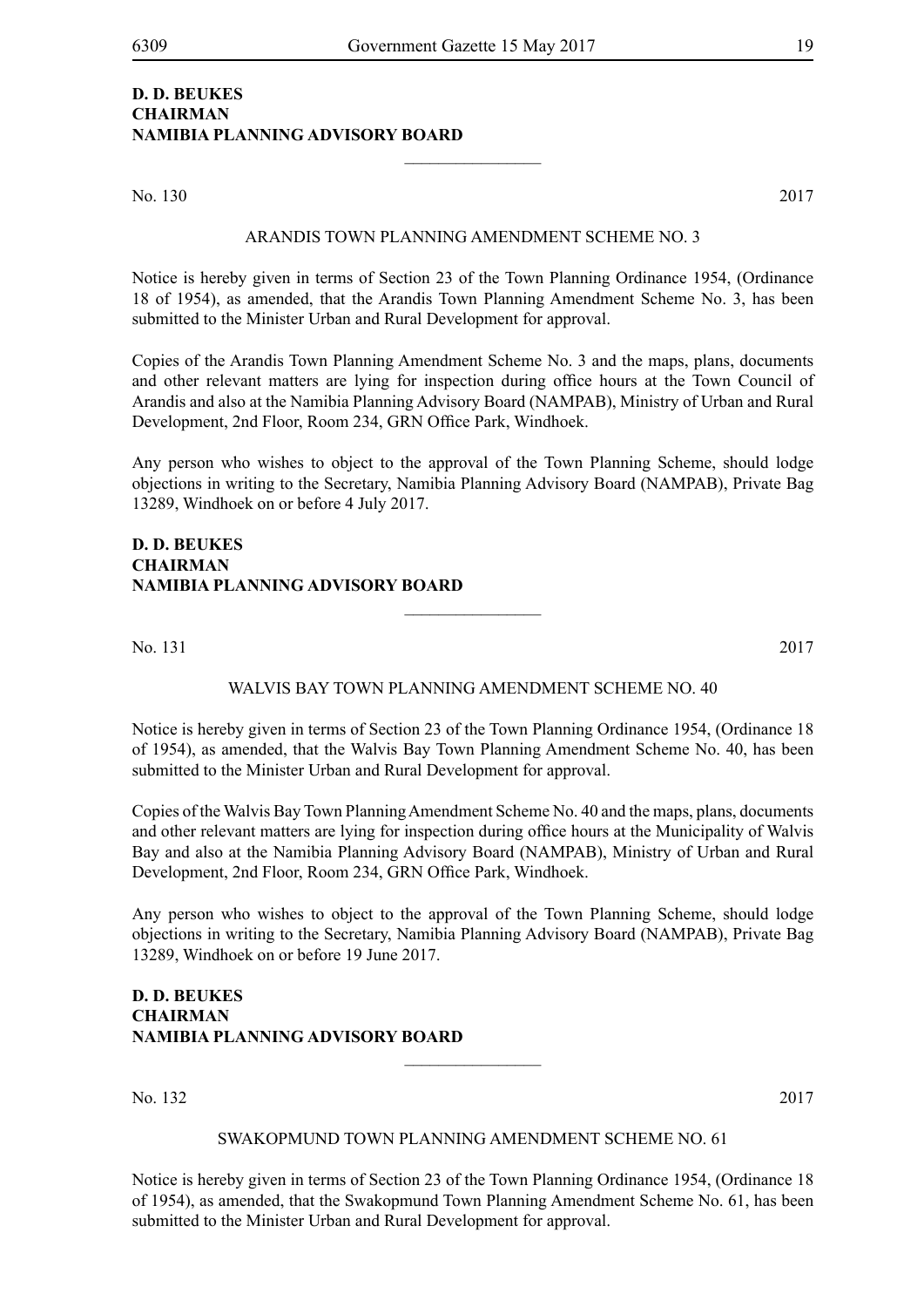**D. D. BEUKES**
**CHAIRMAN**
**NAMIBIA PLANNING ADVISORY BOARD**

---

No. 130 2017

ARANDIS TOWN PLANNING AMENDMENT SCHEME NO. 3

Notice is hereby given in terms of Section 23 of the Town Planning Ordinance 1954, (Ordinance 18 of 1954), as amended, that the Arandis Town Planning Amendment Scheme No. 3, has been submitted to the Minister Urban and Rural Development for approval.

Copies of the Arandis Town Planning Amendment Scheme No. 3 and the maps, plans, documents and other relevant matters are lying for inspection during office hours at the Town Council of Arandis and also at the Namibia Planning Advisory Board (NAMPAB), Ministry of Urban and Rural Development, 2nd Floor, Room 234, GRN Office Park, Windhoek.

Any person who wishes to object to the approval of the Town Planning Scheme, should lodge objections in writing to the Secretary, Namibia Planning Advisory Board (NAMPAB), Private Bag 13289, Windhoek on or before 4 July 2017.

**D. D. BEUKES**
**CHAIRMAN**
**NAMIBIA PLANNING ADVISORY BOARD**

---

No. 131 2017

WALVIS BAY TOWN PLANNING AMENDMENT SCHEME NO. 40

Notice is hereby given in terms of Section 23 of the Town Planning Ordinance 1954, (Ordinance 18 of 1954), as amended, that the Walvis Bay Town Planning Amendment Scheme No. 40, has been submitted to the Minister Urban and Rural Development for approval.

Copies of the Walvis Bay Town Planning Amendment Scheme No. 40 and the maps, plans, documents and other relevant matters are lying for inspection during office hours at the Municipality of Walvis Bay and also at the Namibia Planning Advisory Board (NAMPAB), Ministry of Urban and Rural Development, 2nd Floor, Room 234, GRN Office Park, Windhoek.

Any person who wishes to object to the approval of the Town Planning Scheme, should lodge objections in writing to the Secretary, Namibia Planning Advisory Board (NAMPAB), Private Bag 13289, Windhoek on or before 19 June 2017.

**D. D. BEUKES**
**CHAIRMAN**
**NAMIBIA PLANNING ADVISORY BOARD**

---

No. 132 2017

SWAKOPMUND TOWN PLANNING AMENDMENT SCHEME NO. 61

Notice is hereby given in terms of Section 23 of the Town Planning Ordinance 1954, (Ordinance 18 of 1954), as amended, that the Swakopmund Town Planning Amendment Scheme No. 61, has been submitted to the Minister Urban and Rural Development for approval.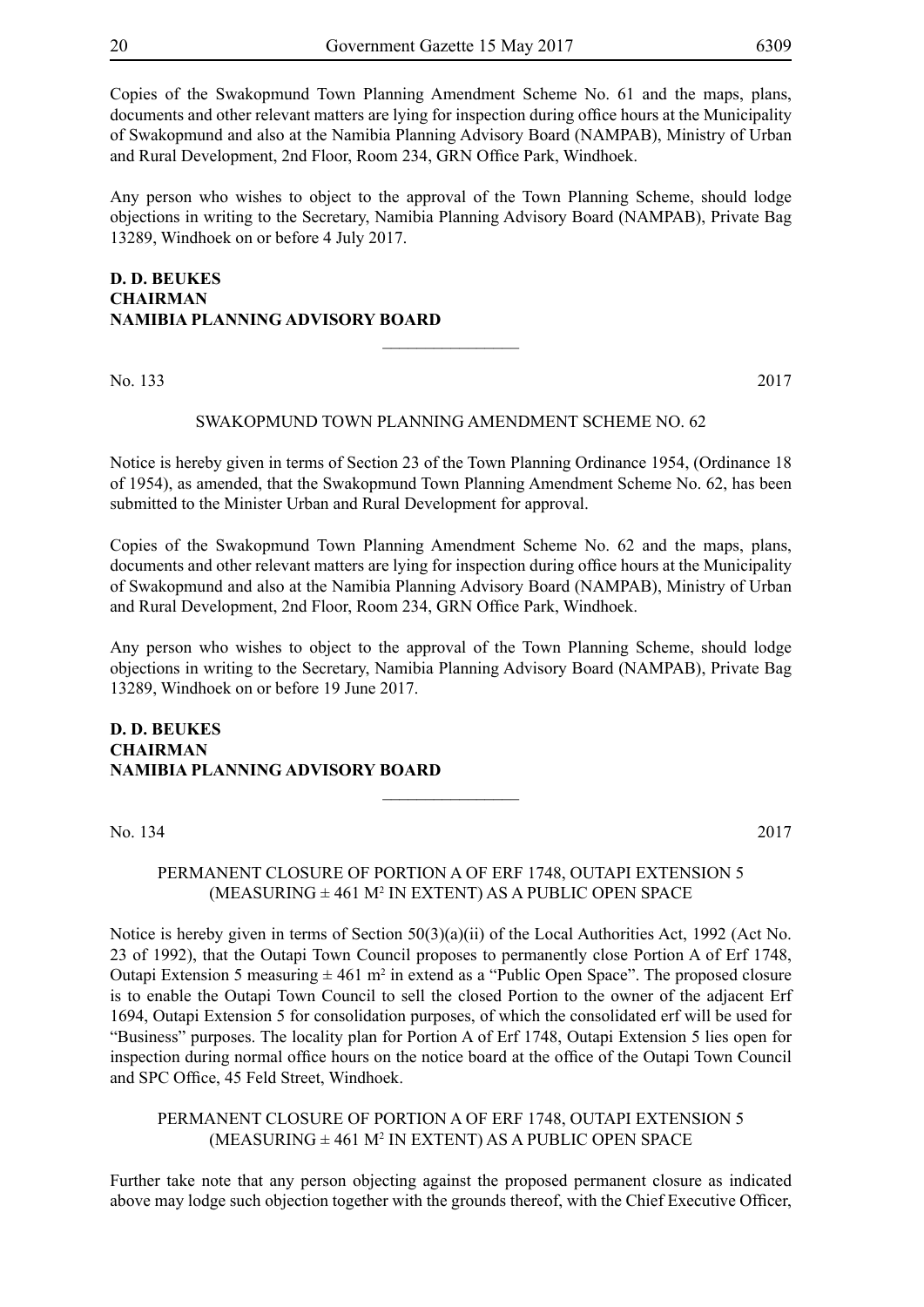Copies of the Swakopmund Town Planning Amendment Scheme No. 61 and the maps, plans, documents and other relevant matters are lying for inspection during office hours at the Municipality of Swakopmund and also at the Namibia Planning Advisory Board (NAMPAB), Ministry of Urban and Rural Development, 2nd Floor, Room 234, GRN Office Park, Windhoek.

Any person who wishes to object to the approval of the Town Planning Scheme, should lodge objections in writing to the Secretary, Namibia Planning Advisory Board (NAMPAB), Private Bag 13289, Windhoek on or before 4 July 2017.

**D. D. BEUKES**
**CHAIRMAN**
**NAMIBIA PLANNING ADVISORY BOARD**

---

No. 133 2017

SWAKOPMUND TOWN PLANNING AMENDMENT SCHEME NO. 62

Notice is hereby given in terms of Section 23 of the Town Planning Ordinance 1954, (Ordinance 18 of 1954), as amended, that the Swakopmund Town Planning Amendment Scheme No. 62, has been submitted to the Minister Urban and Rural Development for approval.

Copies of the Swakopmund Town Planning Amendment Scheme No. 62 and the maps, plans, documents and other relevant matters are lying for inspection during office hours at the Municipality of Swakopmund and also at the Namibia Planning Advisory Board (NAMPAB), Ministry of Urban and Rural Development, 2nd Floor, Room 234, GRN Office Park, Windhoek.

Any person who wishes to object to the approval of the Town Planning Scheme, should lodge objections in writing to the Secretary, Namibia Planning Advisory Board (NAMPAB), Private Bag 13289, Windhoek on or before 19 June 2017.

**D. D. BEUKES**
**CHAIRMAN**
**NAMIBIA PLANNING ADVISORY BOARD**

---

No. 134 2017

PERMANENT CLOSURE OF PORTION A OF ERF 1748, OUTAPI EXTENSION 5 (MEASURING ± 461 M$^2$ IN EXTENT) AS A PUBLIC OPEN SPACE

Notice is hereby given in terms of Section 50(3)(a)(ii) of the Local Authorities Act, 1992 (Act No. 23 of 1992), that the Outapi Town Council proposes to permanently close Portion A of Erf 1748, Outapi Extension 5 measuring ± 461 m$^2$ in extend as a "Public Open Space". The proposed closure is to enable the Outapi Town Council to sell the closed Portion to the owner of the adjacent Erf 1694, Outapi Extension 5 for consolidation purposes, of which the consolidated erf will be used for "Business" purposes. The locality plan for Portion A of Erf 1748, Outapi Extension 5 lies open for inspection during normal office hours on the notice board at the office of the Outapi Town Council and SPC Office, 45 Feld Street, Windhoek.

PERMANENT CLOSURE OF PORTION A OF ERF 1748, OUTAPI EXTENSION 5 (MEASURING ± 461 M$^2$ IN EXTENT) AS A PUBLIC OPEN SPACE

Further take note that any person objecting against the proposed permanent closure as indicated above may lodge such objection together with the grounds thereof, with the Chief Executive Officer,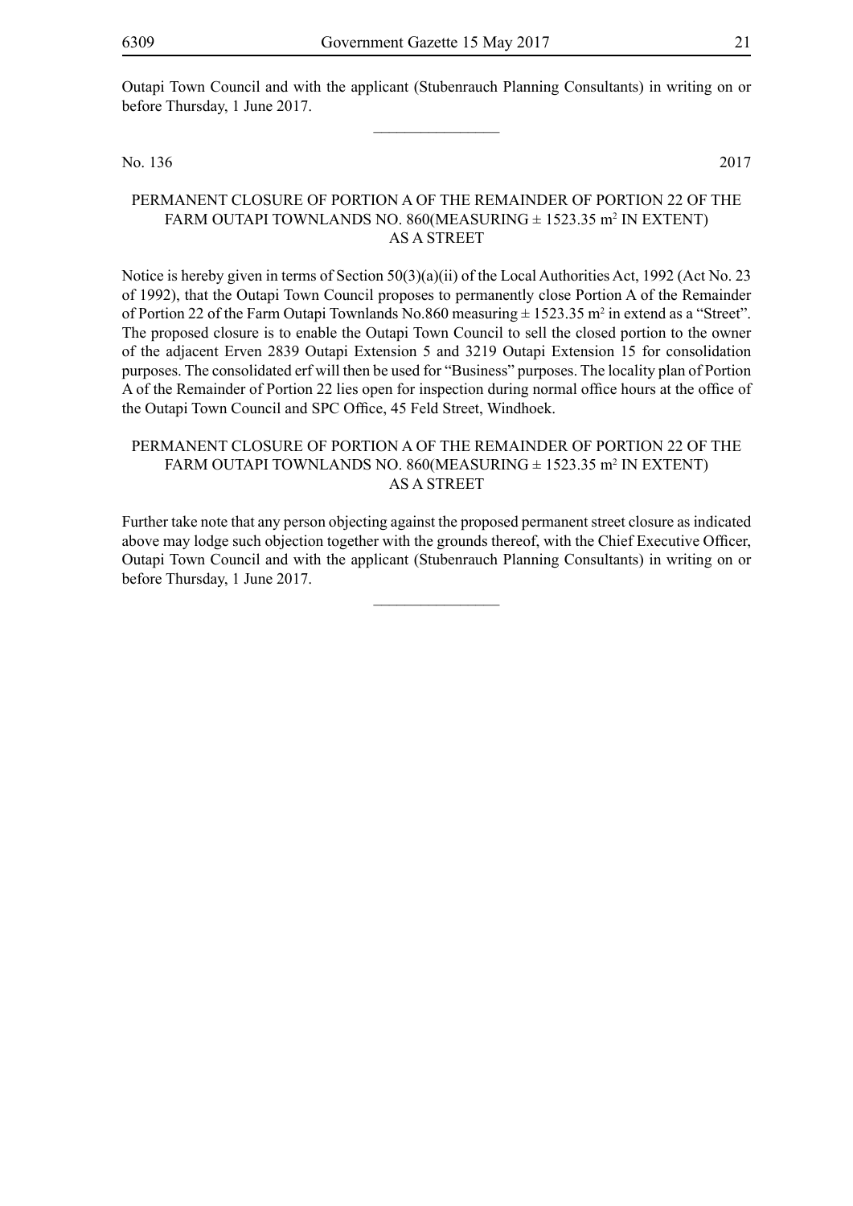Outapi Town Council and with the applicant (Stubenrauch Planning Consultants) in writing on or before Thursday, 1 June 2017.

---

No. 136 2017

PERMANENT CLOSURE OF PORTION A OF THE REMAINDER OF PORTION 22 OF THE FARM OUTAPI TOWNLANDS NO. 860(MEASURING ± 1523.35 m$^2$ IN EXTENT) AS A STREET

Notice is hereby given in terms of Section 50(3)(a)(ii) of the Local Authorities Act, 1992 (Act No. 23 of 1992), that the Outapi Town Council proposes to permanently close Portion A of the Remainder of Portion 22 of the Farm Outapi Townlands No.860 measuring ± 1523.35 m$^2$ in extend as a "Street". The proposed closure is to enable the Outapi Town Council to sell the closed portion to the owner of the adjacent Erven 2839 Outapi Extension 5 and 3219 Outapi Extension 15 for consolidation purposes. The consolidated erf will then be used for "Business" purposes. The locality plan of Portion A of the Remainder of Portion 22 lies open for inspection during normal office hours at the office of the Outapi Town Council and SPC Office, 45 Feld Street, Windhoek.

PERMANENT CLOSURE OF PORTION A OF THE REMAINDER OF PORTION 22 OF THE FARM OUTAPI TOWNLANDS NO. 860(MEASURING ± 1523.35 m$^2$ IN EXTENT) AS A STREET

Further take note that any person objecting against the proposed permanent street closure as indicated above may lodge such objection together with the grounds thereof, with the Chief Executive Officer, Outapi Town Council and with the applicant (Stubenrauch Planning Consultants) in writing on or before Thursday, 1 June 2017.

---